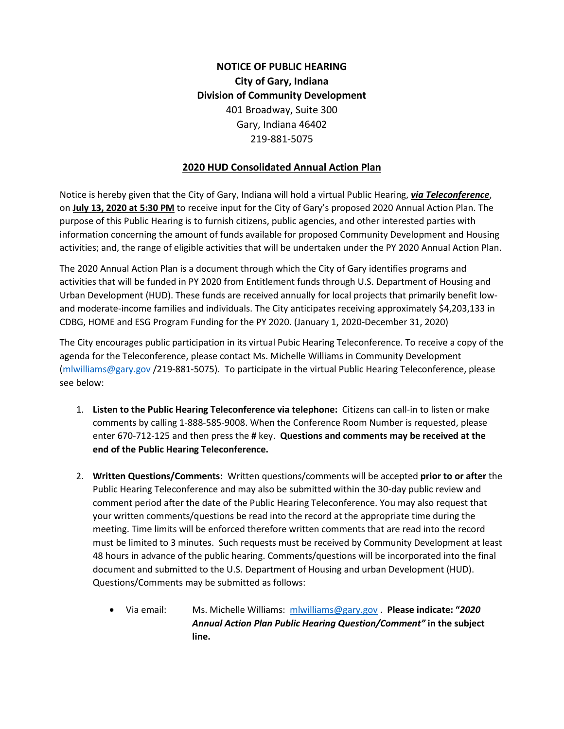**NOTICE OF PUBLIC HEARING**
**City of Gary, Indiana**
**Division of Community Development**
401 Broadway, Suite 300
Gary, Indiana 46402
219-881-5075

## 2020 HUD Consolidated Annual Action Plan

Notice is hereby given that the City of Gary, Indiana will hold a virtual Public Hearing, ***via Teleconference***, on **July 13, 2020 at 5:30 PM** to receive input for the City of Gary's proposed 2020 Annual Action Plan. The purpose of this Public Hearing is to furnish citizens, public agencies, and other interested parties with information concerning the amount of funds available for proposed Community Development and Housing activities; and, the range of eligible activities that will be undertaken under the PY 2020 Annual Action Plan.

The 2020 Annual Action Plan is a document through which the City of Gary identifies programs and activities that will be funded in PY 2020 from Entitlement funds through U.S. Department of Housing and Urban Development (HUD). These funds are received annually for local projects that primarily benefit low- and moderate-income families and individuals. The City anticipates receiving approximately $4,203,133 in CDBG, HOME and ESG Program Funding for the PY 2020. (January 1, 2020-December 31, 2020)

The City encourages public participation in its virtual Pubic Hearing Teleconference. To receive a copy of the agenda for the Teleconference, please contact Ms. Michelle Williams in Community Development (mlwilliams@gary.gov /219-881-5075). To participate in the virtual Public Hearing Teleconference, please see below:

1. **Listen to the Public Hearing Teleconference via telephone:** Citizens can call-in to listen or make comments by calling 1-888-585-9008. When the Conference Room Number is requested, please enter 670-712-125 and then press the **#** key. **Questions and comments may be received at the end of the Public Hearing Teleconference.**

2. **Written Questions/Comments:** Written questions/comments will be accepted **prior to or after** the Public Hearing Teleconference and may also be submitted within the 30-day public review and comment period after the date of the Public Hearing Teleconference. You may also request that your written comments/questions be read into the record at the appropriate time during the meeting. Time limits will be enforced therefore written comments that are read into the record must be limited to 3 minutes. Such requests must be received by Community Development at least 48 hours in advance of the public hearing. Comments/questions will be incorporated into the final document and submitted to the U.S. Department of Housing and urban Development (HUD). Questions/Comments may be submitted as follows:

   - Via email: Ms. Michelle Williams: mlwilliams@gary.gov . **Please indicate: "*2020 Annual Action Plan Public Hearing Question/Comment"* in the subject line.**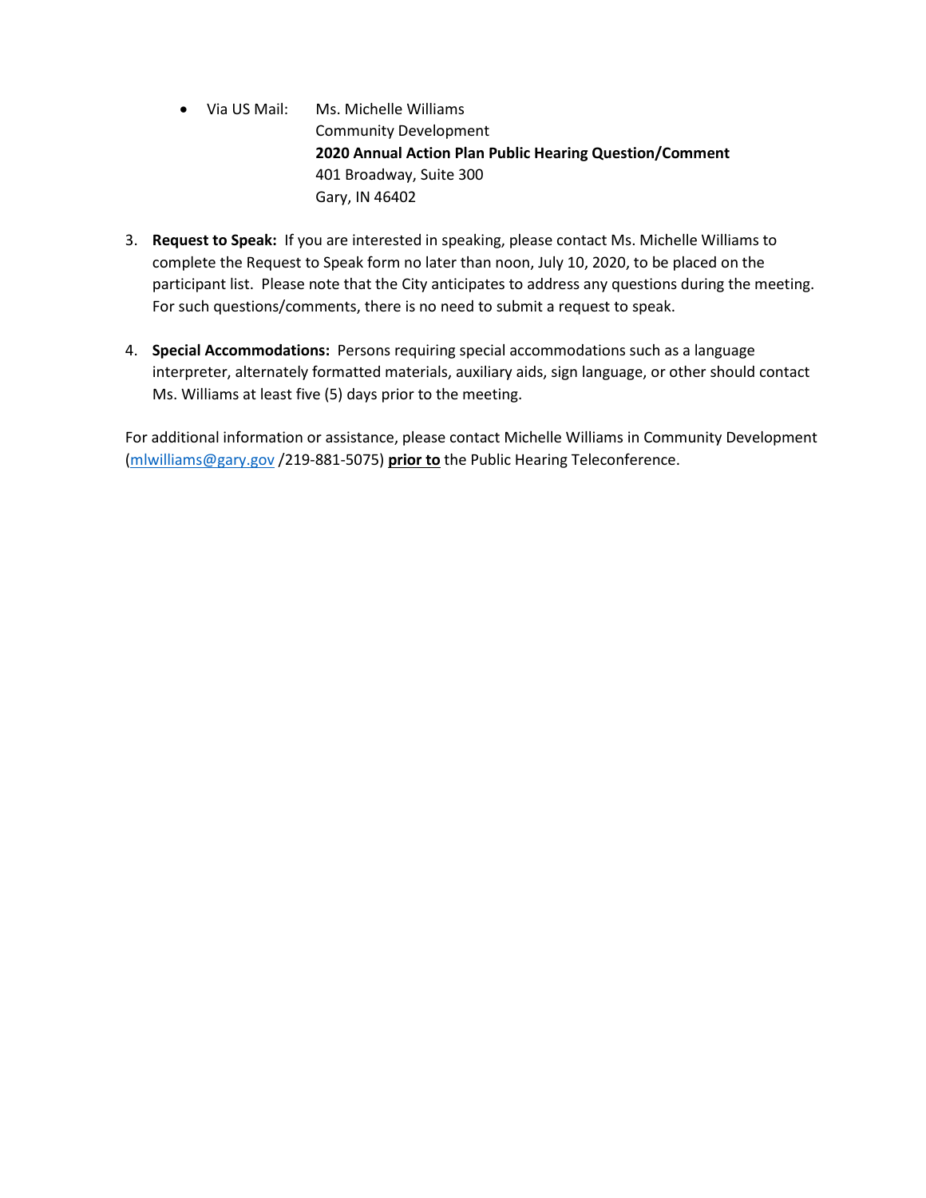- Via US Mail: Ms. Michelle Williams
  Community Development
  **2020 Annual Action Plan Public Hearing Question/Comment**
  401 Broadway, Suite 300
  Gary, IN 46402

3. **Request to Speak:** If you are interested in speaking, please contact Ms. Michelle Williams to complete the Request to Speak form no later than noon, July 10, 2020, to be placed on the participant list. Please note that the City anticipates to address any questions during the meeting. For such questions/comments, there is no need to submit a request to speak.

4. **Special Accommodations:** Persons requiring special accommodations such as a language interpreter, alternately formatted materials, auxiliary aids, sign language, or other should contact Ms. Williams at least five (5) days prior to the meeting.

For additional information or assistance, please contact Michelle Williams in Community Development (mlwilliams@gary.gov /219-881-5075) **prior to** the Public Hearing Teleconference.